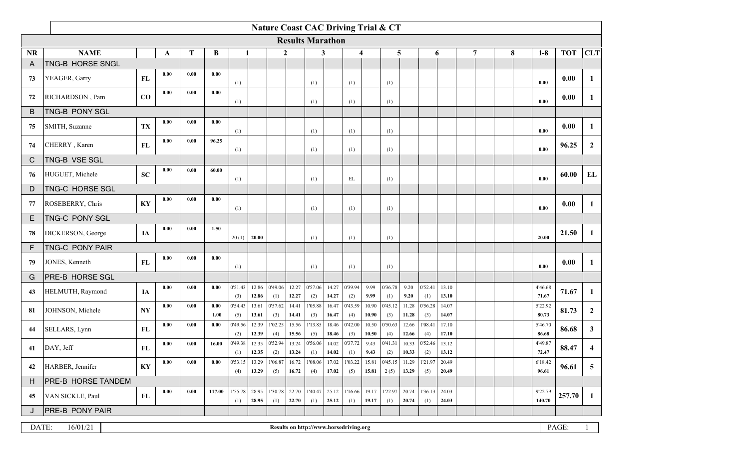# Nature Coast CAC Driving Trial & CT

## Results Marathon

| NR | NAME | | A | T | B | 1 | | 2 | | 3 | | 4 | | 5 | | 6 | | 7 | | 8 | | 1-8 | TOT | CLT |
|---|---|---|---|---|---|---|---|---|---|---|---|---|---|---|---|---|---|---|---|---|---|---|---|---|
| A | TNG-B HORSE SNGL | | | | | | | | | | | | | | | | | | | | | | | |
| 73 | YEAGER, Garry | FL | 0.00 | 0.00 | 0.00 | (1) | | | | (1) | | (1) | | (1) | | | | | | | | 0.00 | 0.00 | 1 |
| 72 | RICHARDSON , Pam | CO | 0.00 | 0.00 | 0.00 | (1) | | | | (1) | | (1) | | (1) | | | | | | | | 0.00 | 0.00 | 1 |
| B | TNG-B PONY SGL | | | | | | | | | | | | | | | | | | | | | | | |
| 75 | SMITH, Suzanne | TX | 0.00 | 0.00 | 0.00 | (1) | | | | (1) | | (1) | | (1) | | | | | | | | 0.00 | 0.00 | 1 |
| 74 | CHERRY , Karen | FL | 0.00 | 0.00 | 96.25 | (1) | | | | (1) | | (1) | | (1) | | | | | | | | 0.00 | 96.25 | 2 |
| C | TNG-B VSE SGL | | | | | | | | | | | | | | | | | | | | | | | |
| 76 | HUGUET, Michele | SC | 0.00 | 0.00 | 60.00 | (1) | | | | (1) | | EL | | (1) | | | | | | | | 0.00 | 60.00 | EL |
| D | TNG-C HORSE SGL | | | | | | | | | | | | | | | | | | | | | | | |
| 77 | ROSEBERRY, Chris | KY | 0.00 | 0.00 | 0.00 | (1) | | | | (1) | | (1) | | (1) | | | | | | | | 0.00 | 0.00 | 1 |
| E | TNG-C PONY SGL | | | | | | | | | | | | | | | | | | | | | | | |
| 78 | DICKERSON, George | IA | 0.00 | 0.00 | 1.50 | 20 (1) | 20.00 | | | (1) | | (1) | | (1) | | | | | | | | 20.00 | 21.50 | 1 |
| F | TNG-C PONY PAIR | | | | | | | | | | | | | | | | | | | | | | | |
| 79 | JONES, Kenneth | FL | 0.00 | 0.00 | 0.00 | (1) | | | | (1) | | (1) | | (1) | | | | | | | | 0.00 | 0.00 | 1 |
| G | PRE-B HORSE SGL | | | | | | | | | | | | | | | | | | | | | | | |
| 43 | HELMUTH, Raymond | IA | 0.00 | 0.00 | 0.00 | 0'51.43 (3) | 12.86 12.86 | 0'49.06 (1) | 12.27 12.27 | 0'57.06 (2) | 14.27 14.27 | 0'39.94 (2) | 9.99 9.99 | 0'36.78 (1) | 9.20 9.20 | 0'52.41 (1) | 13.10 13.10 | | | | | 4'46.68 71.67 | 71.67 | 1 |
| 81 | JOHNSON, Michele | NY | 0.00 | 0.00 | 0.00 1.00 | 0'54.43 (5) | 13.61 13.61 | 0'57.62 (3) | 14.41 14.41 | 1'05.88 (3) | 16.47 16.47 | 0'43.59 (4) | 10.90 10.90 | 0'45.12 (3) | 11.28 11.28 | 0'56.28 (3) | 14.07 14.07 | | | | | 5'22.92 80.73 | 81.73 | 2 |
| 44 | SELLARS, Lynn | FL | 0.00 | 0.00 | 0.00 | 0'49.56 (2) | 12.39 12.39 | 1'02.25 (4) | 15.56 15.56 | 1'13.85 (5) | 18.46 18.46 | 0'42.00 (3) | 10.50 10.50 | 0'50.63 (4) | 12.66 12.66 | 1'08.41 (4) | 17.10 17.10 | | | | | 5'46.70 86.68 | 86.68 | 3 |
| 41 | DAY, Jeff | FL | 0.00 | 0.00 | 16.00 | 0'49.38 (1) | 12.35 12.35 | 0'52.94 (2) | 13.24 13.24 | 0'56.06 (1) | 14.02 14.02 | 0'37.72 (1) | 9.43 9.43 | 0'41.31 (2) | 10.33 10.33 | 0'52.46 (2) | 13.12 13.12 | | | | | 4'49.87 72.47 | 88.47 | 4 |
| 42 | HARBER, Jennifer | KY | 0.00 | 0.00 | 0.00 | 0'53.15 (4) | 13.29 13.29 | 1'06.87 (5) | 16.72 16.72 | 1'08.06 (4) | 17.02 17.02 | 1'03.22 (5) | 15.81 15.81 | 0'45.15 2 (5) | 11.29 13.29 | 1'21.97 (5) | 20.49 20.49 | | | | | 6'18.42 96.61 | 96.61 | 5 |
| H | PRE-B HORSE TANDEM | | | | | | | | | | | | | | | | | | | | | | | |
| 45 | VAN SICKLE, Paul | FL | 0.00 | 0.00 | 117.00 | 1'55.78 (1) | 28.95 28.95 | 1'30.78 (1) | 22.70 22.70 | 1'40.47 (1) | 25.12 25.12 | 1'16.66 (1) | 19.17 19.17 | 1'22.97 (1) | 20.74 20.74 | 1'36.13 (1) | 24.03 24.03 | | | | | 9'22.79 140.70 | 257.70 | 1 |
| J | PRE-B PONY PAIR | | | | | | | | | | | | | | | | | | | | | | | |

DATE: 16/01/21

Results on http://www.horsedriving.org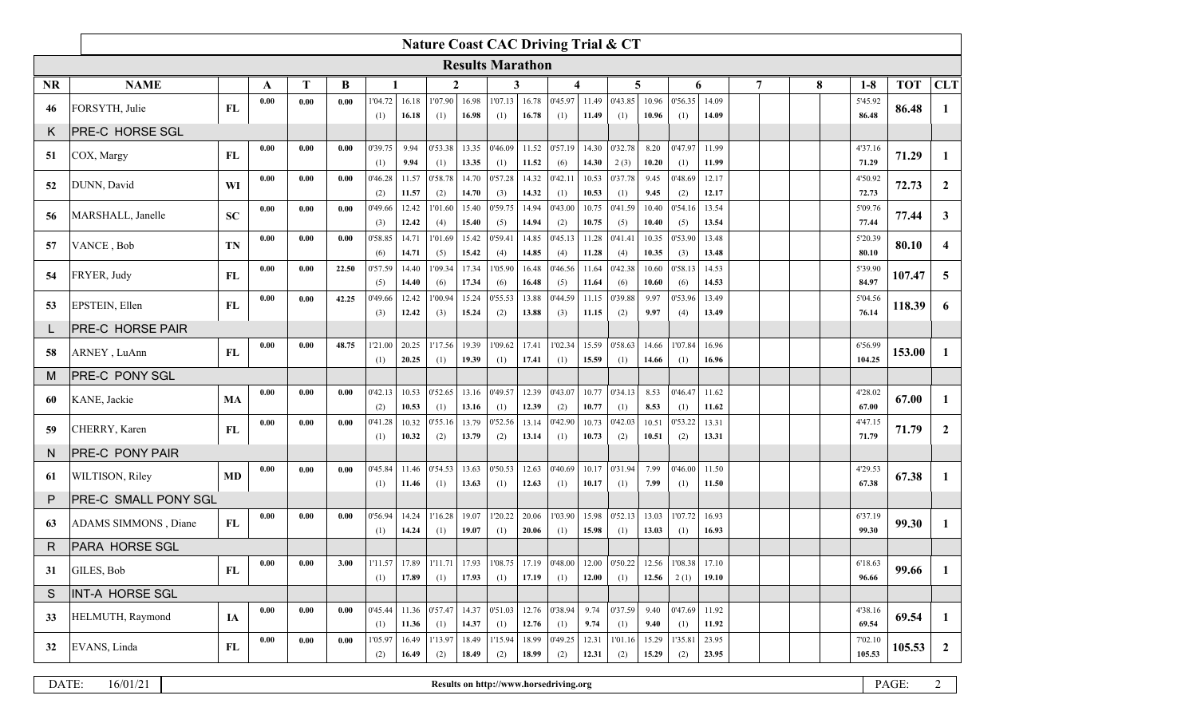# Nature Coast CAC Driving Trial & CT

## Results Marathon

| NR | NAME | | A | T | B | 1 | | 2 | | 3 | | 4 | | 5 | | 6 | | 7 | 8 | 1-8 | TOT | CLT |
|---|---|---|---|---|---|---|---|---|---|---|---|---|---|---|---|---|---|---|---|---|---|---|
| 46 | FORSYTH, Julie | FL | 0.00 | 0.00 | 0.00 | 1'04.72 (1) | 16.18 16.18 | 1'07.90 (1) | 16.98 16.98 | 1'07.13 (1) | 16.78 16.78 | 0'45.97 (1) | 11.49 11.49 | 0'43.85 (1) | 10.96 10.96 | 0'56.35 (1) | 14.09 14.09 | | | 5'45.92 86.48 | 86.48 | 1 |
| K | PRE-C HORSE SGL | | | | | | | | | | | | | | | | | | | | | |
| 51 | COX, Margy | FL | 0.00 | 0.00 | 0.00 | 0'39.75 (1) | 9.94 9.94 | 0'53.38 (1) | 13.35 13.35 | 0'46.09 (1) | 11.52 11.52 | 0'57.19 (6) | 14.30 14.30 | 0'32.78 2 (3) | 8.20 10.20 | 0'47.97 (1) | 11.99 11.99 | | | 4'37.16 71.29 | 71.29 | 1 |
| 52 | DUNN, David | WI | 0.00 | 0.00 | 0.00 | 0'46.28 (2) | 11.57 11.57 | 0'58.78 (2) | 14.70 14.70 | 0'57.28 (3) | 14.32 14.32 | 0'42.11 (1) | 10.53 10.53 | 0'37.78 (1) | 9.45 9.45 | 0'48.69 (2) | 12.17 12.17 | | | 4'50.92 72.73 | 72.73 | 2 |
| 56 | MARSHALL, Janelle | SC | 0.00 | 0.00 | 0.00 | 0'49.66 (3) | 12.42 12.42 | 1'01.60 (4) | 15.40 15.40 | 0'59.75 (5) | 14.94 14.94 | 0'43.00 (2) | 10.75 10.75 | 0'41.59 (5) | 10.40 10.40 | 0'54.16 (5) | 13.54 13.54 | | | 5'09.76 77.44 | 77.44 | 3 |
| 57 | VANCE , Bob | TN | 0.00 | 0.00 | 0.00 | 0'58.85 (6) | 14.71 14.71 | 1'01.69 (5) | 15.42 15.42 | 0'59.41 (4) | 14.85 14.85 | 0'45.13 (4) | 11.28 11.28 | 0'41.41 (4) | 10.35 10.35 | 0'53.90 (3) | 13.48 13.48 | | | 5'20.39 80.10 | 80.10 | 4 |
| 54 | FRYER, Judy | FL | 0.00 | 0.00 | 22.50 | 0'57.59 (5) | 14.40 14.40 | 1'09.34 (6) | 17.34 17.34 | 1'05.90 (6) | 16.48 16.48 | 0'46.56 (5) | 11.64 11.64 | 0'42.38 (6) | 10.60 10.60 | 0'58.13 (6) | 14.53 14.53 | | | 5'39.90 84.97 | 107.47 | 5 |
| 53 | EPSTEIN, Ellen | FL | 0.00 | 0.00 | 42.25 | 0'49.66 (3) | 12.42 12.42 | 1'00.94 (3) | 15.24 15.24 | 0'55.53 (2) | 13.88 13.88 | 0'44.59 (3) | 11.15 11.15 | 0'39.88 (2) | 9.97 9.97 | 0'53.96 (4) | 13.49 13.49 | | | 5'04.56 76.14 | 118.39 | 6 |
| L | PRE-C HORSE PAIR | | | | | | | | | | | | | | | | | | | | | |
| 58 | ARNEY , LuAnn | FL | 0.00 | 0.00 | 48.75 | 1'21.00 (1) | 20.25 20.25 | 1'17.56 (1) | 19.39 19.39 | 1'09.62 (1) | 17.41 17.41 | 1'02.34 (1) | 15.59 15.59 | 0'58.63 (1) | 14.66 14.66 | 1'07.84 (1) | 16.96 16.96 | | | 6'56.99 104.25 | 153.00 | 1 |
| M | PRE-C PONY SGL | | | | | | | | | | | | | | | | | | | | | |
| 60 | KANE, Jackie | MA | 0.00 | 0.00 | 0.00 | 0'42.13 (2) | 10.53 10.53 | 0'52.65 (1) | 13.16 13.16 | 0'49.57 (1) | 12.39 12.39 | 0'43.07 (2) | 10.77 10.77 | 0'34.13 (1) | 8.53 8.53 | 0'46.47 (1) | 11.62 11.62 | | | 4'28.02 67.00 | 67.00 | 1 |
| 59 | CHERRY, Karen | FL | 0.00 | 0.00 | 0.00 | 0'41.28 (1) | 10.32 10.32 | 0'55.16 (2) | 13.79 13.79 | 0'52.56 (2) | 13.14 13.14 | 0'42.90 (1) | 10.73 10.73 | 0'42.03 (2) | 10.51 10.51 | 0'53.22 (2) | 13.31 13.31 | | | 4'47.15 71.79 | 71.79 | 2 |
| N | PRE-C PONY PAIR | | | | | | | | | | | | | | | | | | | | | |
| 61 | WILTISON, Riley | MD | 0.00 | 0.00 | 0.00 | 0'45.84 (1) | 11.46 11.46 | 0'54.53 (1) | 13.63 13.63 | 0'50.53 (1) | 12.63 12.63 | 0'40.69 (1) | 10.17 10.17 | 0'31.94 (1) | 7.99 7.99 | 0'46.00 (1) | 11.50 11.50 | | | 4'29.53 67.38 | 67.38 | 1 |
| P | PRE-C SMALL PONY SGL | | | | | | | | | | | | | | | | | | | | | |
| 63 | ADAMS SIMMONS , Diane | FL | 0.00 | 0.00 | 0.00 | 0'56.94 (1) | 14.24 14.24 | 1'16.28 (1) | 19.07 19.07 | 1'20.22 (1) | 20.06 20.06 | 1'03.90 (1) | 15.98 15.98 | 0'52.13 (1) | 13.03 13.03 | 1'07.72 (1) | 16.93 16.93 | | | 6'37.19 99.30 | 99.30 | 1 |
| R | PARA HORSE SGL | | | | | | | | | | | | | | | | | | | | | |
| 31 | GILES, Bob | FL | 0.00 | 0.00 | 3.00 | 1'11.57 (1) | 17.89 17.89 | 1'11.71 (1) | 17.93 17.93 | 1'08.75 (1) | 17.19 17.19 | 0'48.00 (1) | 12.00 12.00 | 0'50.22 (1) | 12.56 12.56 | 1'08.38 2 (1) | 17.10 19.10 | | | 6'18.63 96.66 | 99.66 | 1 |
| S | INT-A HORSE SGL | | | | | | | | | | | | | | | | | | | | | |
| 33 | HELMUTH, Raymond | IA | 0.00 | 0.00 | 0.00 | 0'45.44 (1) | 11.36 11.36 | 0'57.47 (1) | 14.37 14.37 | 0'51.03 (1) | 12.76 12.76 | 0'38.94 (1) | 9.74 9.74 | 0'37.59 (1) | 9.40 9.40 | 0'47.69 (1) | 11.92 11.92 | | | 4'38.16 69.54 | 69.54 | 1 |
| 32 | EVANS, Linda | FL | 0.00 | 0.00 | 0.00 | 1'05.97 (2) | 16.49 16.49 | 1'13.97 (2) | 18.49 18.49 | 1'15.94 (2) | 18.99 18.99 | 0'49.25 (2) | 12.31 12.31 | 1'01.16 (2) | 15.29 15.29 | 1'35.81 (2) | 23.95 23.95 | | | 7'02.10 105.53 | 105.53 | 2 |

DATE: 16/01/21 — Results on http://www.horsedriving.org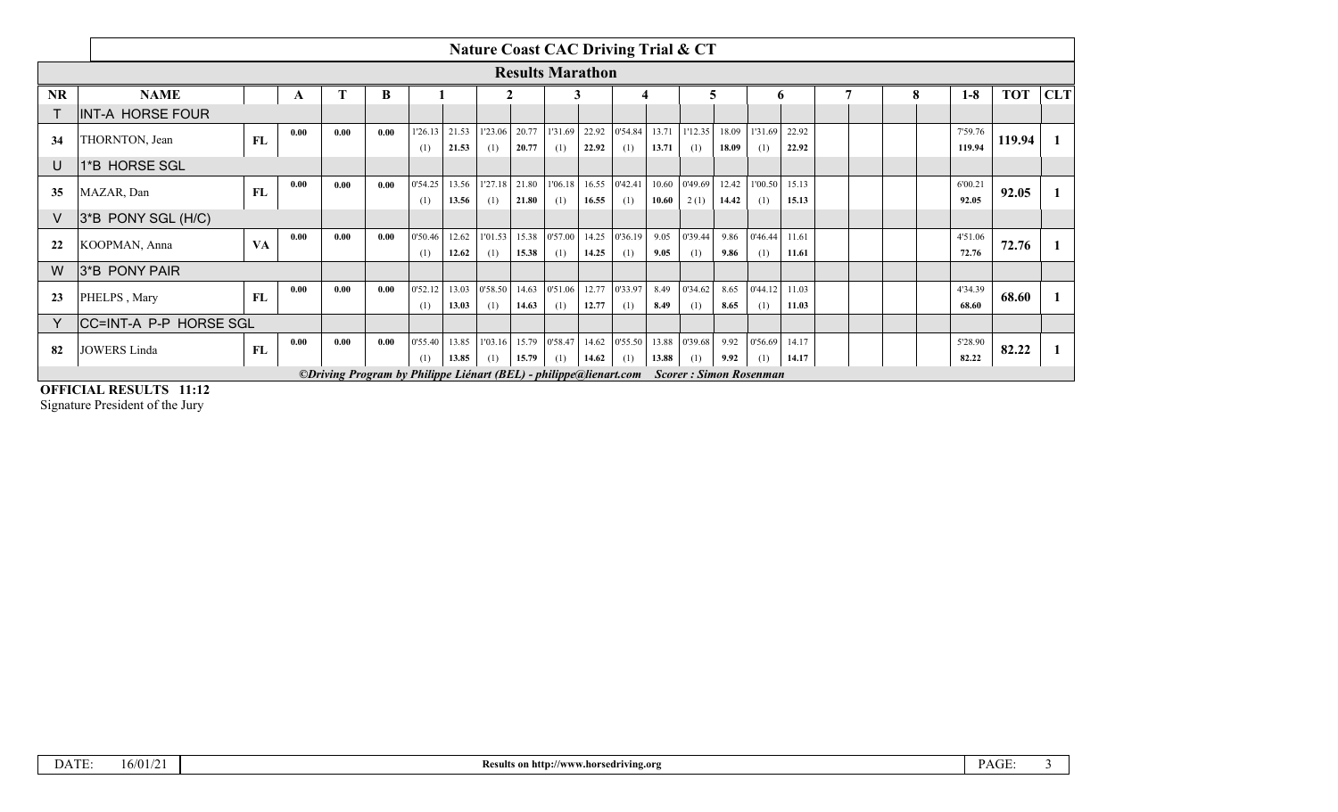# Nature Coast CAC Driving Trial & CT

## Results Marathon

| NR | NAME | | A | T | B | 1 | | 2 | | 3 | | 4 | | 5 | | 6 | | 7 | | 8 | | 1-8 | TOT | CLT |
|---|---|---|---|---|---|---|---|---|---|---|---|---|---|---|---|---|---|---|---|---|---|---|---|---|
| T | INT-A HORSE FOUR | | | | | | | | | | | | | | | | | | | | | | | |
| 34 | THORNTON, Jean | FL | 0.00 | 0.00 | 0.00 | 1'26.13 (1) | 21.53 **21.53** | 1'23.06 (1) | 20.77 **20.77** | 1'31.69 (1) | 22.92 **22.92** | 0'54.84 (1) | 13.71 **13.71** | 1'12.35 (1) | 18.09 **18.09** | 1'31.69 (1) | 22.92 **22.92** | | | | | 7'59.76 **119.94** | **119.94** | **1** |
| U | 1*B HORSE SGL | | | | | | | | | | | | | | | | | | | | | | | |
| 35 | MAZAR, Dan | FL | 0.00 | 0.00 | 0.00 | 0'54.25 (1) | 13.56 **13.56** | 1'27.18 (1) | 21.80 **21.80** | 1'06.18 (1) | 16.55 **16.55** | 0'42.41 (1) | 10.60 **10.60** | 0'49.69 2 (1) | 12.42 **14.42** | 1'00.50 (1) | 15.13 **15.13** | | | | | 6'00.21 **92.05** | **92.05** | **1** |
| V | 3*B PONY SGL (H/C) | | | | | | | | | | | | | | | | | | | | | | | |
| 22 | KOOPMAN, Anna | VA | 0.00 | 0.00 | 0.00 | 0'50.46 (1) | 12.62 **12.62** | 1'01.53 (1) | 15.38 **15.38** | 0'57.00 (1) | 14.25 **14.25** | 0'36.19 (1) | 9.05 **9.05** | 0'39.44 (1) | 9.86 **9.86** | 0'46.44 (1) | 11.61 **11.61** | | | | | 4'51.06 **72.76** | **72.76** | **1** |
| W | 3*B PONY PAIR | | | | | | | | | | | | | | | | | | | | | | | |
| 23 | PHELPS , Mary | FL | 0.00 | 0.00 | 0.00 | 0'52.12 (1) | 13.03 **13.03** | 0'58.50 (1) | 14.63 **14.63** | 0'51.06 (1) | 12.77 **12.77** | 0'33.97 (1) | 8.49 **8.49** | 0'34.62 (1) | 8.65 **8.65** | 0'44.12 (1) | 11.03 **11.03** | | | | | 4'34.39 **68.60** | **68.60** | **1** |
| Y | CC=INT-A P-P HORSE SGL | | | | | | | | | | | | | | | | | | | | | | | |
| 82 | JOWERS Linda | FL | 0.00 | 0.00 | 0.00 | 0'55.40 (1) | 13.85 **13.85** | 1'03.16 (1) | 15.79 **15.79** | 0'58.47 (1) | 14.62 **14.62** | 0'55.50 (1) | 13.88 **13.88** | 0'39.68 (1) | 9.92 **9.92** | 0'56.69 (1) | 14.17 **14.17** | | | | | 5'28.90 **82.22** | **82.22** | **1** |

*©Driving Program by Philippe Liénart (BEL) - philippe@lienart.com* *Scorer : Simon Rosenman*

**OFFICIAL RESULTS 11:12**

Signature President of the Jury

DATE: 16/01/21 | **Results on http://www.horsedriving.org**